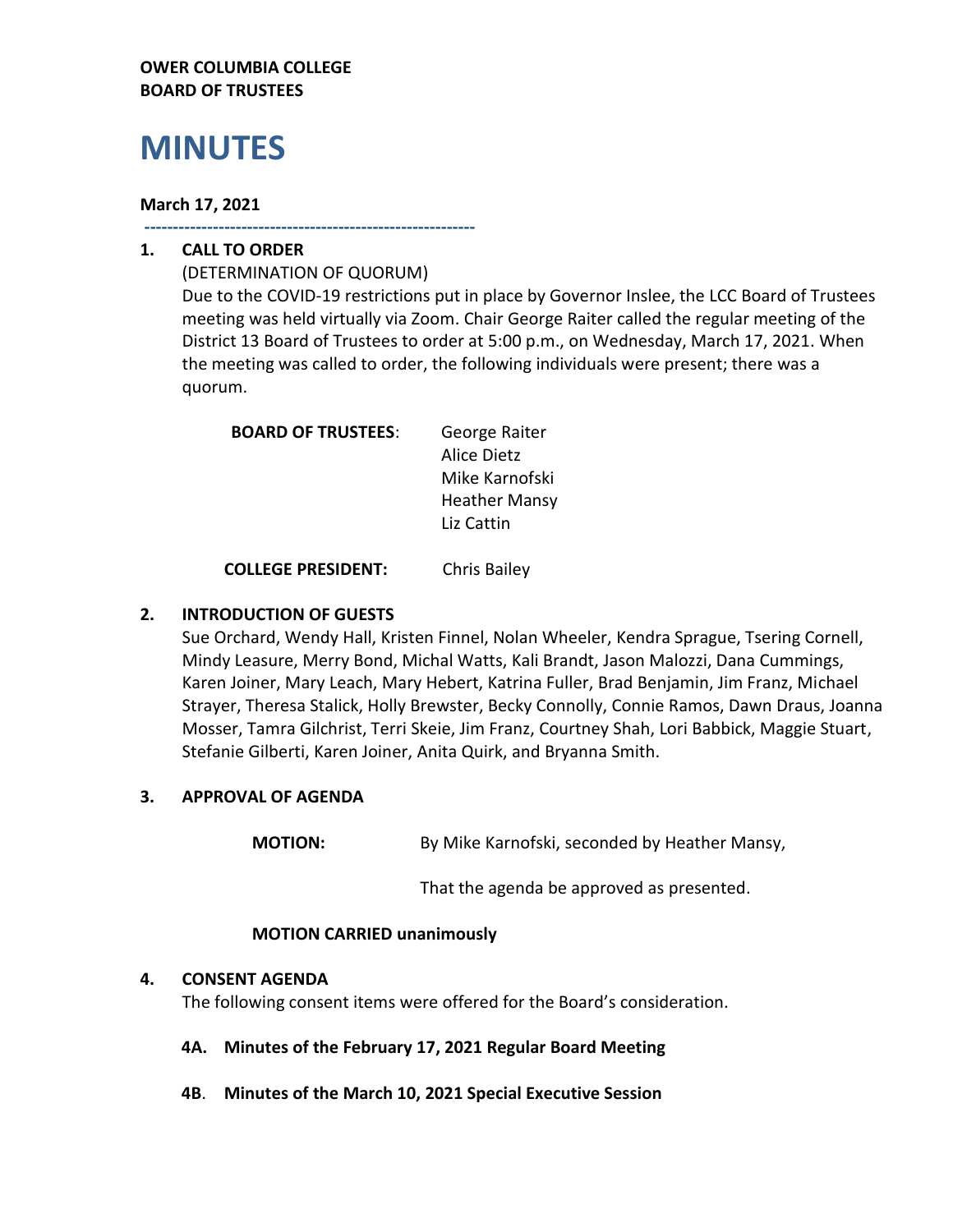**OWER COLUMBIA COLLEGE**
**BOARD OF TRUSTEES**

# MINUTES

**March 17, 2021**

---

## 1. CALL TO ORDER

(DETERMINATION OF QUORUM)

Due to the COVID-19 restrictions put in place by Governor Inslee, the LCC Board of Trustees meeting was held virtually via Zoom. Chair George Raiter called the regular meeting of the District 13 Board of Trustees to order at 5:00 p.m., on Wednesday, March 17, 2021. When the meeting was called to order, the following individuals were present; there was a quorum.

**BOARD OF TRUSTEES**: George Raiter
Alice Dietz
Mike Karnofski
Heather Mansy
Liz Cattin

**COLLEGE PRESIDENT:** Chris Bailey

## 2. INTRODUCTION OF GUESTS

Sue Orchard, Wendy Hall, Kristen Finnel, Nolan Wheeler, Kendra Sprague, Tsering Cornell, Mindy Leasure, Merry Bond, Michal Watts, Kali Brandt, Jason Malozzi, Dana Cummings, Karen Joiner, Mary Leach, Mary Hebert, Katrina Fuller, Brad Benjamin, Jim Franz, Michael Strayer, Theresa Stalick, Holly Brewster, Becky Connolly, Connie Ramos, Dawn Draus, Joanna Mosser, Tamra Gilchrist, Terri Skeie, Jim Franz, Courtney Shah, Lori Babbick, Maggie Stuart, Stefanie Gilberti, Karen Joiner, Anita Quirk, and Bryanna Smith.

## 3. APPROVAL OF AGENDA

**MOTION:** By Mike Karnofski, seconded by Heather Mansy,

That the agenda be approved as presented.

**MOTION CARRIED unanimously**

## 4. CONSENT AGENDA

The following consent items were offered for the Board's consideration.

**4A. Minutes of the February 17, 2021 Regular Board Meeting**

**4B**. **Minutes of the March 10, 2021 Special Executive Session**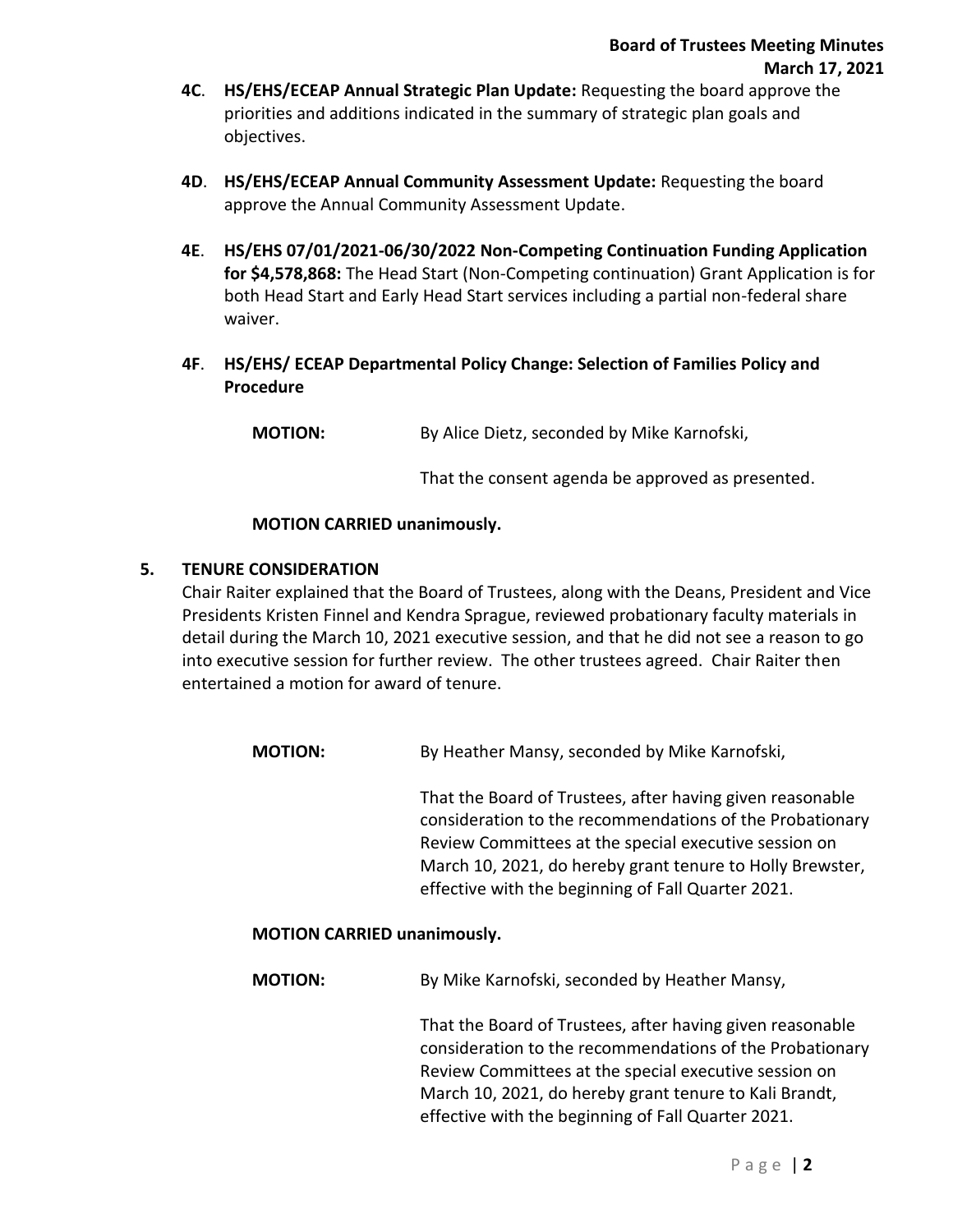**4C**. **HS/EHS/ECEAP Annual Strategic Plan Update:** Requesting the board approve the priorities and additions indicated in the summary of strategic plan goals and objectives.

**4D**. **HS/EHS/ECEAP Annual Community Assessment Update:** Requesting the board approve the Annual Community Assessment Update.

**4E**. **HS/EHS 07/01/2021-06/30/2022 Non-Competing Continuation Funding Application for $4,578,868:** The Head Start (Non-Competing continuation) Grant Application is for both Head Start and Early Head Start services including a partial non-federal share waiver.

**4F**. **HS/EHS/ ECEAP Departmental Policy Change: Selection of Families Policy and Procedure**

**MOTION:** By Alice Dietz, seconded by Mike Karnofski,

That the consent agenda be approved as presented.

**MOTION CARRIED unanimously.**

**5. TENURE CONSIDERATION**

Chair Raiter explained that the Board of Trustees, along with the Deans, President and Vice Presidents Kristen Finnel and Kendra Sprague, reviewed probationary faculty materials in detail during the March 10, 2021 executive session, and that he did not see a reason to go into executive session for further review. The other trustees agreed. Chair Raiter then entertained a motion for award of tenure.

**MOTION:** By Heather Mansy, seconded by Mike Karnofski,

That the Board of Trustees, after having given reasonable consideration to the recommendations of the Probationary Review Committees at the special executive session on March 10, 2021, do hereby grant tenure to Holly Brewster, effective with the beginning of Fall Quarter 2021.

**MOTION CARRIED unanimously.**

**MOTION:** By Mike Karnofski, seconded by Heather Mansy,

That the Board of Trustees, after having given reasonable consideration to the recommendations of the Probationary Review Committees at the special executive session on March 10, 2021, do hereby grant tenure to Kali Brandt, effective with the beginning of Fall Quarter 2021.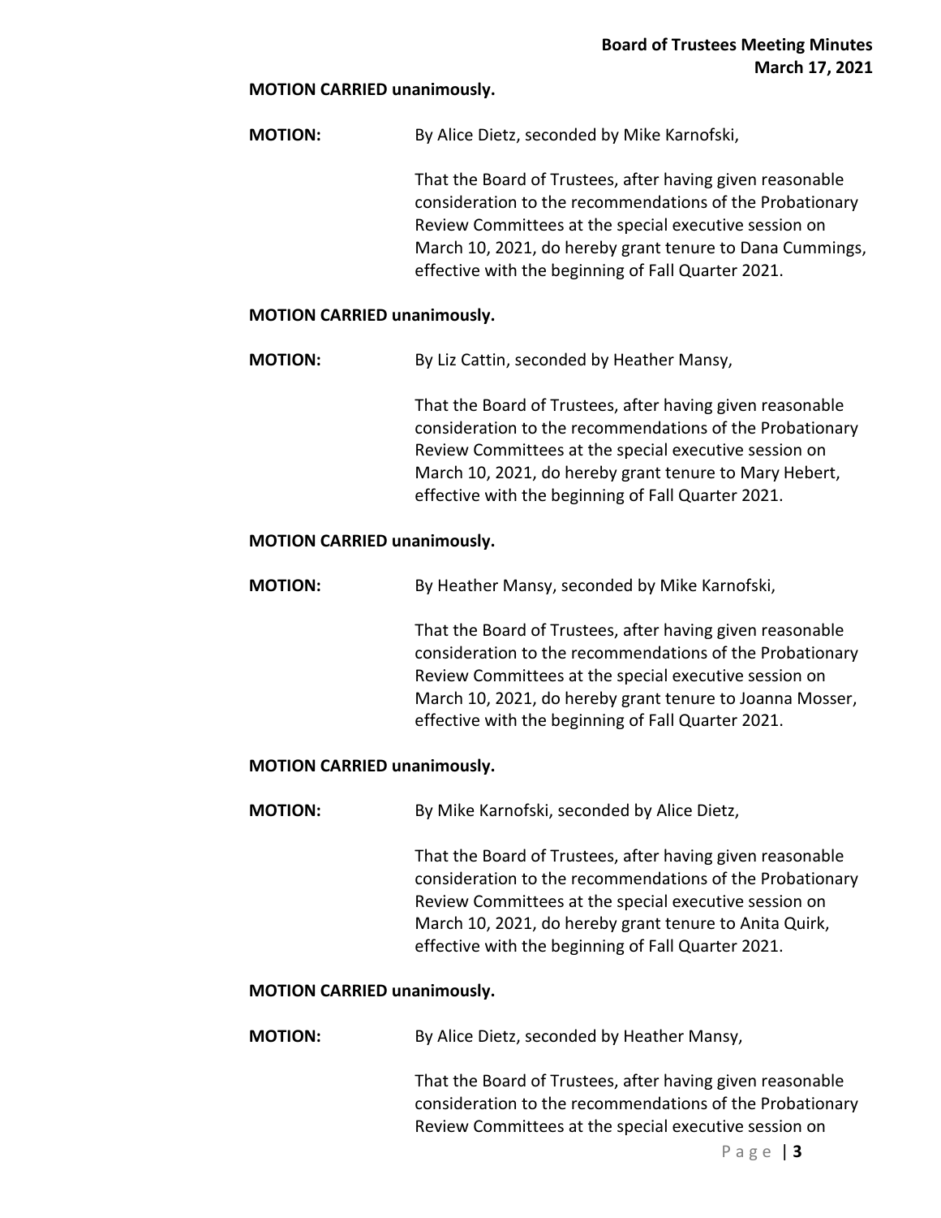**MOTION CARRIED unanimously.**

**MOTION:** By Alice Dietz, seconded by Mike Karnofski,

That the Board of Trustees, after having given reasonable consideration to the recommendations of the Probationary Review Committees at the special executive session on March 10, 2021, do hereby grant tenure to Dana Cummings, effective with the beginning of Fall Quarter 2021.

**MOTION CARRIED unanimously.**

**MOTION:** By Liz Cattin, seconded by Heather Mansy,

That the Board of Trustees, after having given reasonable consideration to the recommendations of the Probationary Review Committees at the special executive session on March 10, 2021, do hereby grant tenure to Mary Hebert, effective with the beginning of Fall Quarter 2021.

**MOTION CARRIED unanimously.**

**MOTION:** By Heather Mansy, seconded by Mike Karnofski,

That the Board of Trustees, after having given reasonable consideration to the recommendations of the Probationary Review Committees at the special executive session on March 10, 2021, do hereby grant tenure to Joanna Mosser, effective with the beginning of Fall Quarter 2021.

**MOTION CARRIED unanimously.**

**MOTION:** By Mike Karnofski, seconded by Alice Dietz,

That the Board of Trustees, after having given reasonable consideration to the recommendations of the Probationary Review Committees at the special executive session on March 10, 2021, do hereby grant tenure to Anita Quirk, effective with the beginning of Fall Quarter 2021.

**MOTION CARRIED unanimously.**

**MOTION:** By Alice Dietz, seconded by Heather Mansy,

That the Board of Trustees, after having given reasonable consideration to the recommendations of the Probationary Review Committees at the special executive session on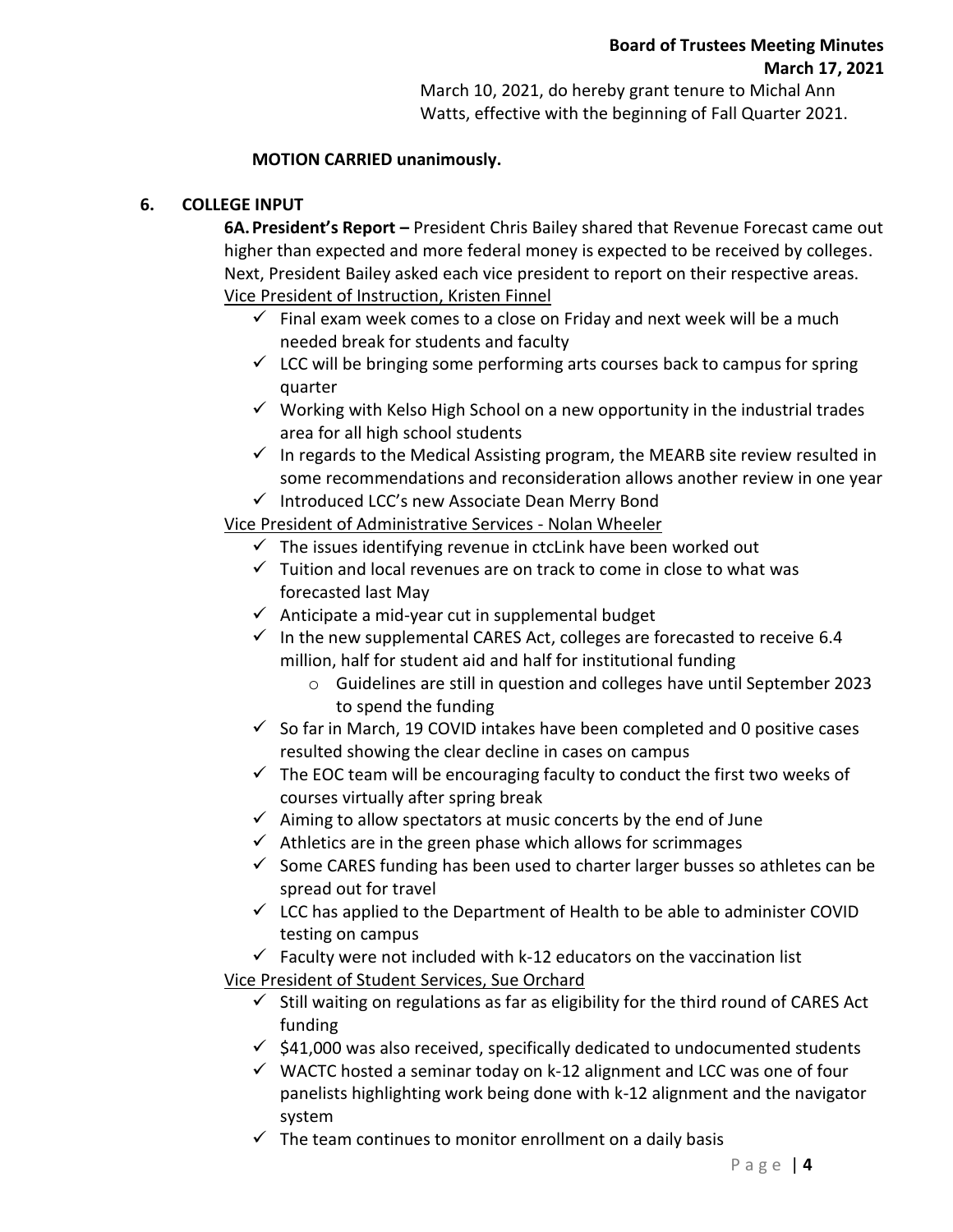March 10, 2021, do hereby grant tenure to Michal Ann Watts, effective with the beginning of Fall Quarter 2021.

**MOTION CARRIED unanimously.**

## 6. COLLEGE INPUT

**6A. President's Report –** President Chris Bailey shared that Revenue Forecast came out higher than expected and more federal money is expected to be received by colleges. Next, President Bailey asked each vice president to report on their respective areas.

Vice President of Instruction, Kristen Finnel

- ✓ Final exam week comes to a close on Friday and next week will be a much needed break for students and faculty
- ✓ LCC will be bringing some performing arts courses back to campus for spring quarter
- ✓ Working with Kelso High School on a new opportunity in the industrial trades area for all high school students
- ✓ In regards to the Medical Assisting program, the MEARB site review resulted in some recommendations and reconsideration allows another review in one year
- ✓ Introduced LCC's new Associate Dean Merry Bond

Vice President of Administrative Services - Nolan Wheeler

- ✓ The issues identifying revenue in ctcLink have been worked out
- ✓ Tuition and local revenues are on track to come in close to what was forecasted last May
- ✓ Anticipate a mid-year cut in supplemental budget
- ✓ In the new supplemental CARES Act, colleges are forecasted to receive 6.4 million, half for student aid and half for institutional funding
  - o Guidelines are still in question and colleges have until September 2023 to spend the funding
- ✓ So far in March, 19 COVID intakes have been completed and 0 positive cases resulted showing the clear decline in cases on campus
- ✓ The EOC team will be encouraging faculty to conduct the first two weeks of courses virtually after spring break
- ✓ Aiming to allow spectators at music concerts by the end of June
- ✓ Athletics are in the green phase which allows for scrimmages
- ✓ Some CARES funding has been used to charter larger busses so athletes can be spread out for travel
- ✓ LCC has applied to the Department of Health to be able to administer COVID testing on campus
- ✓ Faculty were not included with k-12 educators on the vaccination list

Vice President of Student Services, Sue Orchard

- ✓ Still waiting on regulations as far as eligibility for the third round of CARES Act funding
- ✓ $41,000 was also received, specifically dedicated to undocumented students
- ✓ WACTC hosted a seminar today on k-12 alignment and LCC was one of four panelists highlighting work being done with k-12 alignment and the navigator system
- ✓ The team continues to monitor enrollment on a daily basis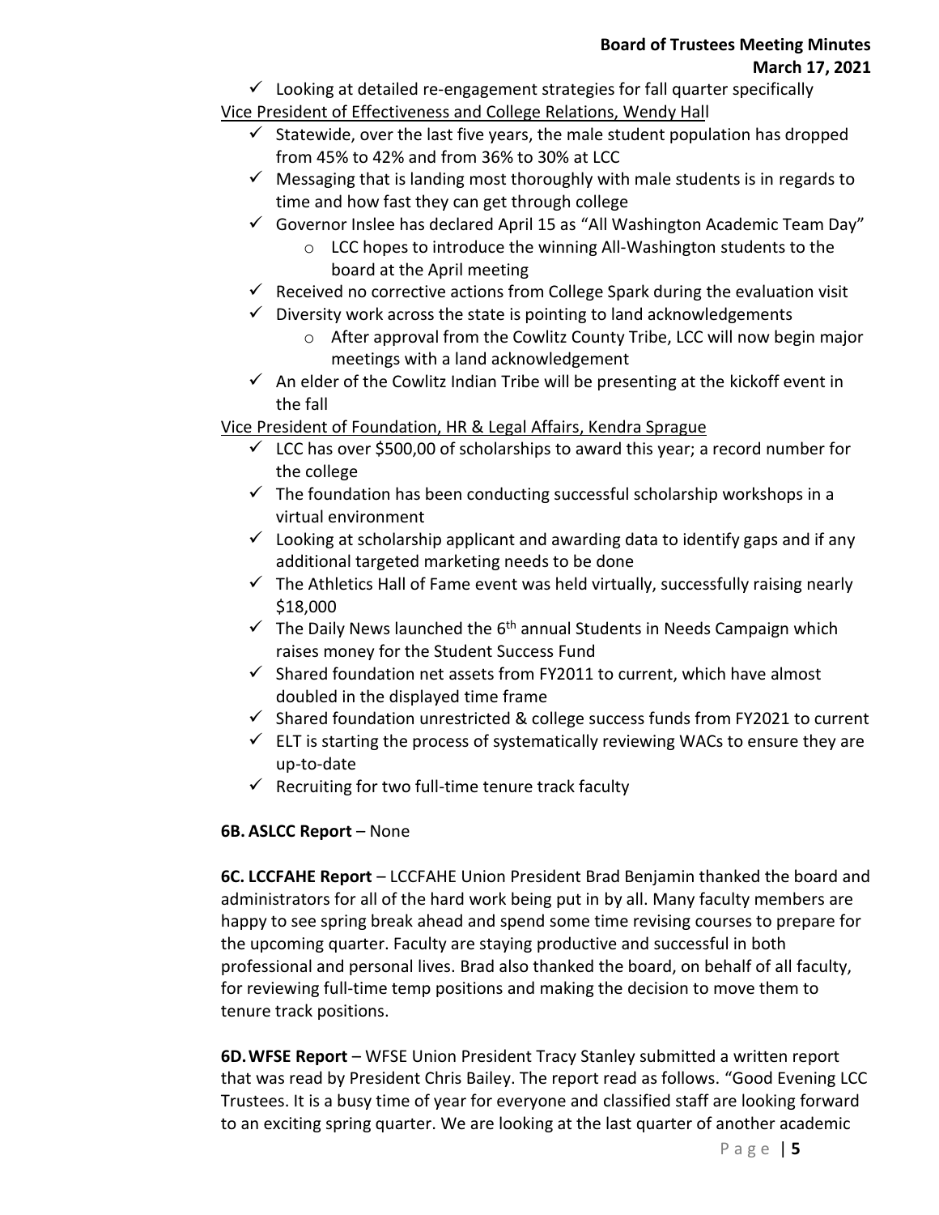- ✓ Looking at detailed re-engagement strategies for fall quarter specifically

Vice President of Effectiveness and College Relations, Wendy Hall

- ✓ Statewide, over the last five years, the male student population has dropped from 45% to 42% and from 36% to 30% at LCC
- ✓ Messaging that is landing most thoroughly with male students is in regards to time and how fast they can get through college
- ✓ Governor Inslee has declared April 15 as "All Washington Academic Team Day"
  - o LCC hopes to introduce the winning All-Washington students to the board at the April meeting
- ✓ Received no corrective actions from College Spark during the evaluation visit
- ✓ Diversity work across the state is pointing to land acknowledgements
  - o After approval from the Cowlitz County Tribe, LCC will now begin major meetings with a land acknowledgement
- ✓ An elder of the Cowlitz Indian Tribe will be presenting at the kickoff event in the fall

Vice President of Foundation, HR & Legal Affairs, Kendra Sprague

- ✓ LCC has over $500,00 of scholarships to award this year; a record number for the college
- ✓ The foundation has been conducting successful scholarship workshops in a virtual environment
- ✓ Looking at scholarship applicant and awarding data to identify gaps and if any additional targeted marketing needs to be done
- ✓ The Athletics Hall of Fame event was held virtually, successfully raising nearly $18,000
- ✓ The Daily News launched the 6th annual Students in Needs Campaign which raises money for the Student Success Fund
- ✓ Shared foundation net assets from FY2011 to current, which have almost doubled in the displayed time frame
- ✓ Shared foundation unrestricted & college success funds from FY2021 to current
- ✓ ELT is starting the process of systematically reviewing WACs to ensure they are up-to-date
- ✓ Recruiting for two full-time tenure track faculty

**6B. ASLCC Report** – None

**6C. LCCFAHE Report** – LCCFAHE Union President Brad Benjamin thanked the board and administrators for all of the hard work being put in by all. Many faculty members are happy to see spring break ahead and spend some time revising courses to prepare for the upcoming quarter. Faculty are staying productive and successful in both professional and personal lives. Brad also thanked the board, on behalf of all faculty, for reviewing full-time temp positions and making the decision to move them to tenure track positions.

**6D. WFSE Report** – WFSE Union President Tracy Stanley submitted a written report that was read by President Chris Bailey. The report read as follows. "Good Evening LCC Trustees. It is a busy time of year for everyone and classified staff are looking forward to an exciting spring quarter. We are looking at the last quarter of another academic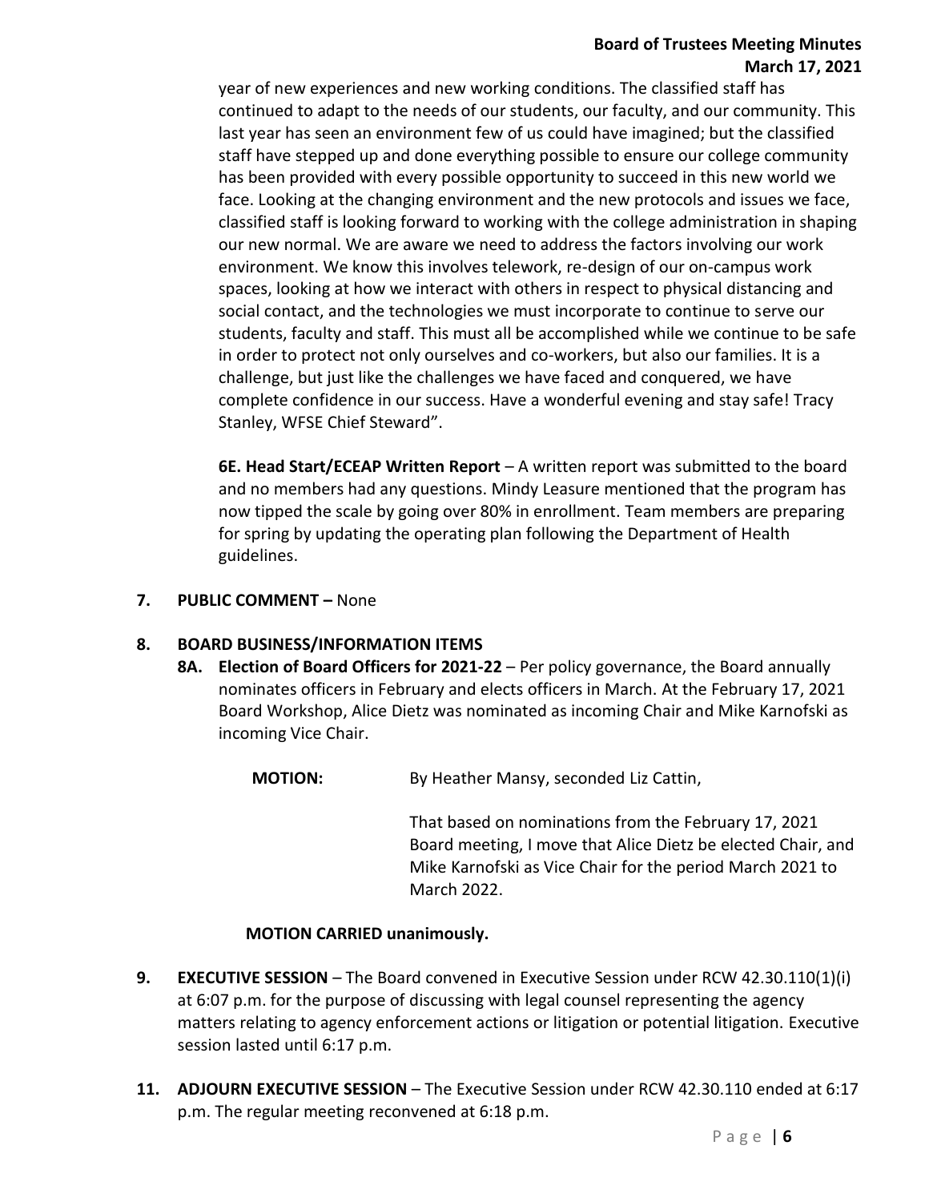year of new experiences and new working conditions. The classified staff has continued to adapt to the needs of our students, our faculty, and our community. This last year has seen an environment few of us could have imagined; but the classified staff have stepped up and done everything possible to ensure our college community has been provided with every possible opportunity to succeed in this new world we face. Looking at the changing environment and the new protocols and issues we face, classified staff is looking forward to working with the college administration in shaping our new normal. We are aware we need to address the factors involving our work environment. We know this involves telework, re-design of our on-campus work spaces, looking at how we interact with others in respect to physical distancing and social contact, and the technologies we must incorporate to continue to serve our students, faculty and staff. This must all be accomplished while we continue to be safe in order to protect not only ourselves and co-workers, but also our families. It is a challenge, but just like the challenges we have faced and conquered, we have complete confidence in our success. Have a wonderful evening and stay safe! Tracy Stanley, WFSE Chief Steward".

**6E. Head Start/ECEAP Written Report** – A written report was submitted to the board and no members had any questions. Mindy Leasure mentioned that the program has now tipped the scale by going over 80% in enrollment. Team members are preparing for spring by updating the operating plan following the Department of Health guidelines.

**7. PUBLIC COMMENT –** None

**8. BOARD BUSINESS/INFORMATION ITEMS**

**8A. Election of Board Officers for 2021-22** – Per policy governance, the Board annually nominates officers in February and elects officers in March. At the February 17, 2021 Board Workshop, Alice Dietz was nominated as incoming Chair and Mike Karnofski as incoming Vice Chair.

**MOTION:** By Heather Mansy, seconded Liz Cattin,

That based on nominations from the February 17, 2021 Board meeting, I move that Alice Dietz be elected Chair, and Mike Karnofski as Vice Chair for the period March 2021 to March 2022.

**MOTION CARRIED unanimously.**

**9. EXECUTIVE SESSION** – The Board convened in Executive Session under RCW 42.30.110(1)(i) at 6:07 p.m. for the purpose of discussing with legal counsel representing the agency matters relating to agency enforcement actions or litigation or potential litigation. Executive session lasted until 6:17 p.m.

**11. ADJOURN EXECUTIVE SESSION** – The Executive Session under RCW 42.30.110 ended at 6:17 p.m. The regular meeting reconvened at 6:18 p.m.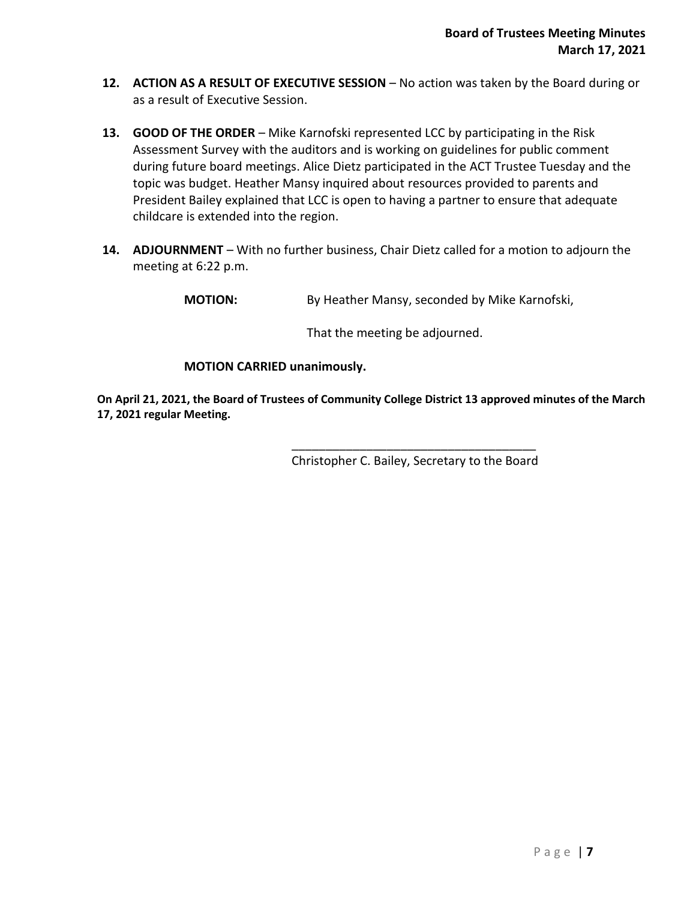12. **ACTION AS A RESULT OF EXECUTIVE SESSION** – No action was taken by the Board during or as a result of Executive Session.

13. **GOOD OF THE ORDER** – Mike Karnofski represented LCC by participating in the Risk Assessment Survey with the auditors and is working on guidelines for public comment during future board meetings. Alice Dietz participated in the ACT Trustee Tuesday and the topic was budget. Heather Mansy inquired about resources provided to parents and President Bailey explained that LCC is open to having a partner to ensure that adequate childcare is extended into the region.

14. **ADJOURNMENT** – With no further business, Chair Dietz called for a motion to adjourn the meeting at 6:22 p.m.

**MOTION:** By Heather Mansy, seconded by Mike Karnofski,

That the meeting be adjourned.

**MOTION CARRIED unanimously.**

**On April 21, 2021, the Board of Trustees of Community College District 13 approved minutes of the March 17, 2021 regular Meeting.**

_____________________________________

Christopher C. Bailey, Secretary to the Board